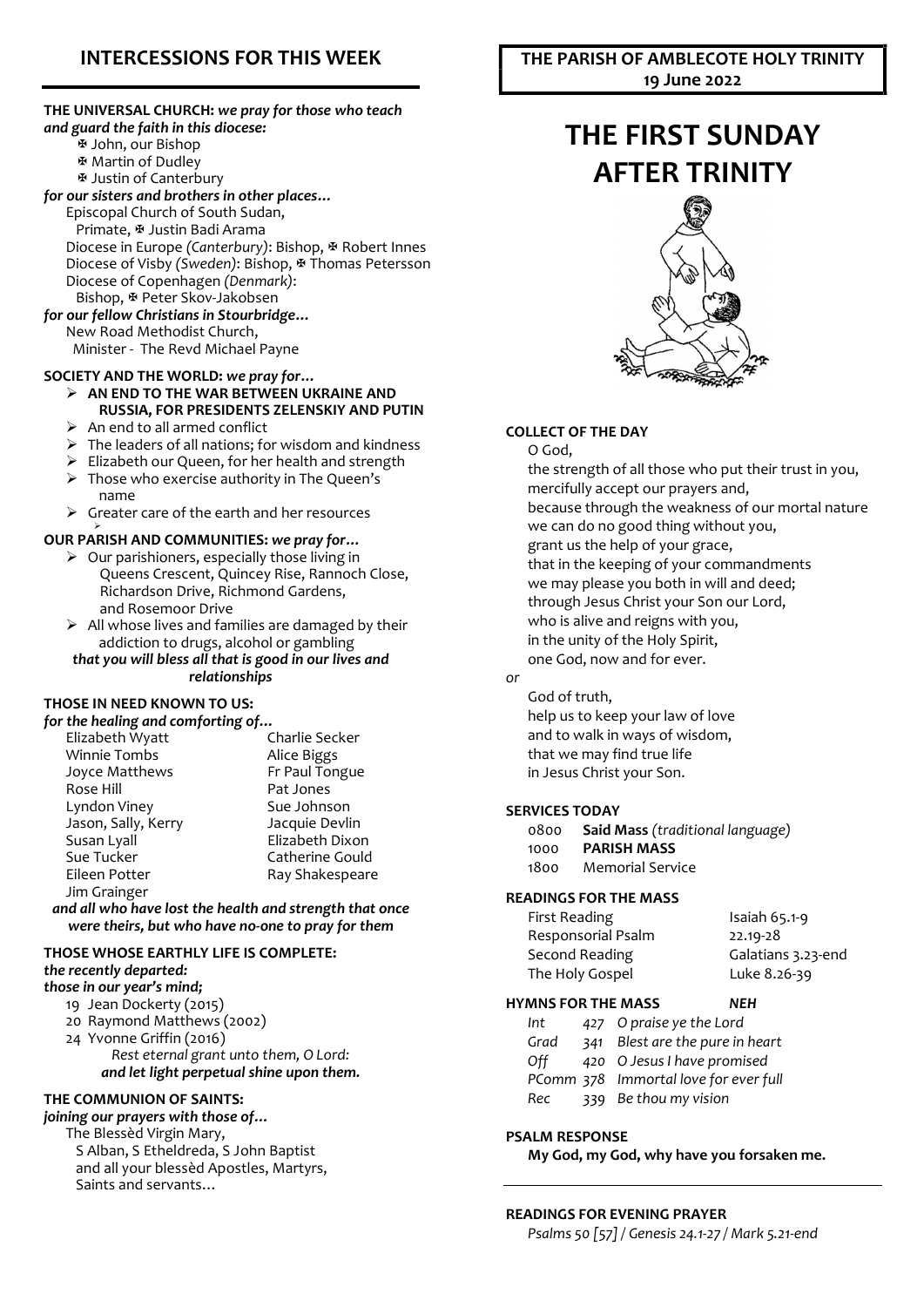## INTERCESSIONS FOR THIS WEEK

**THE UNIVERSAL CHURCH:** ***we pray for those who teach and guard the faith in this diocese:***

✠ John, our Bishop
✠ Martin of Dudley
✠ Justin of Canterbury

***for our sisters and brothers in other places…***

Episcopal Church of South Sudan, Primate, ✠ Justin Badi Arama
Diocese in Europe *(Canterbury)*: Bishop, ✠ Robert Innes
Diocese of Visby *(Sweden)*: Bishop, ✠ Thomas Petersson
Diocese of Copenhagen *(Denmark)*: Bishop, ✠ Peter Skov-Jakobsen

***for our fellow Christians in Stourbridge…***

New Road Methodist Church, Minister - The Revd Michael Payne

**SOCIETY AND THE WORLD:** ***we pray for…***

- **AN END TO THE WAR BETWEEN UKRAINE AND RUSSIA, FOR PRESIDENTS ZELENSKIY AND PUTIN**
- An end to all armed conflict
- The leaders of all nations; for wisdom and kindness
- Elizabeth our Queen, for her health and strength
- Those who exercise authority in The Queen's name
- Greater care of the earth and her resources

**OUR PARISH AND COMMUNITIES:** ***we pray for…***

- Our parishioners, especially those living in Queens Crescent, Quincey Rise, Rannoch Close, Richardson Drive, Richmond Gardens, and Rosemoor Drive
- All whose lives and families are damaged by their addiction to drugs, alcohol or gambling

***that you will bless all that is good in our lives and relationships***

**THOSE IN NEED KNOWN TO US:**

***for the healing and comforting of…***

Elizabeth Wyatt
Winnie Tombs
Joyce Matthews
Rose Hill
Lyndon Viney
Jason, Sally, Kerry
Susan Lyall
Sue Tucker
Eileen Potter
Jim Grainger
Charlie Secker
Alice Biggs
Fr Paul Tongue
Pat Jones
Sue Johnson
Jacquie Devlin
Elizabeth Dixon
Catherine Gould
Ray Shakespeare

***and all who have lost the health and strength that once were theirs, but who have no-one to pray for them***

**THOSE WHOSE EARTHLY LIFE IS COMPLETE:**

***the recently departed:***

***those in our year's mind;***

19 Jean Dockerty (2015)
20 Raymond Matthews (2002)
24 Yvonne Griffin (2016)

*Rest eternal grant unto them, O Lord:*
***and let light perpetual shine upon them.***

**THE COMMUNION OF SAINTS:**

***joining our prayers with those of…***

The Blessèd Virgin Mary, S Alban, S Etheldreda, S John Baptist and all your blessèd Apostles, Martyrs, Saints and servants…

**THE PARISH OF AMBLECOTE HOLY TRINITY**
**19 June 2022**

# THE FIRST SUNDAY AFTER TRINITY

**COLLECT OF THE DAY**

O God,
the strength of all those who put their trust in you,
mercifully accept our prayers and,
because through the weakness of our mortal nature
we can do no good thing without you,
grant us the help of your grace,
that in the keeping of your commandments
we may please you both in will and deed;
through Jesus Christ your Son our Lord,
who is alive and reigns with you,
in the unity of the Holy Spirit,
one God, now and for ever.

*or*

God of truth,
help us to keep your law of love
and to walk in ways of wisdom,
that we may find true life
in Jesus Christ your Son.

**SERVICES TODAY**

0800 **Said Mass** *(traditional language)*
1000 **PARISH MASS**
1800 Memorial Service

**READINGS FOR THE MASS**

| | |
|---|---|
| First Reading | Isaiah 65.1-9 |
| Responsorial Psalm | 22.19-28 |
| Second Reading | Galatians 3.23-end |
| The Holy Gospel | Luke 8.26-39 |

**HYMNS FOR THE MASS** ***NEH***

| | | |
|---|---|---|
| *Int* | *427* | *O praise ye the Lord* |
| *Grad* | *341* | *Blest are the pure in heart* |
| *Off* | *420* | *O Jesus I have promised* |
| *PComm* | *378* | *Immortal love for ever full* |
| *Rec* | *339* | *Be thou my vision* |

**PSALM RESPONSE**

**My God, my God, why have you forsaken me.**

**READINGS FOR EVENING PRAYER**

*Psalms 50 [57] / Genesis 24.1-27 / Mark 5.21-end*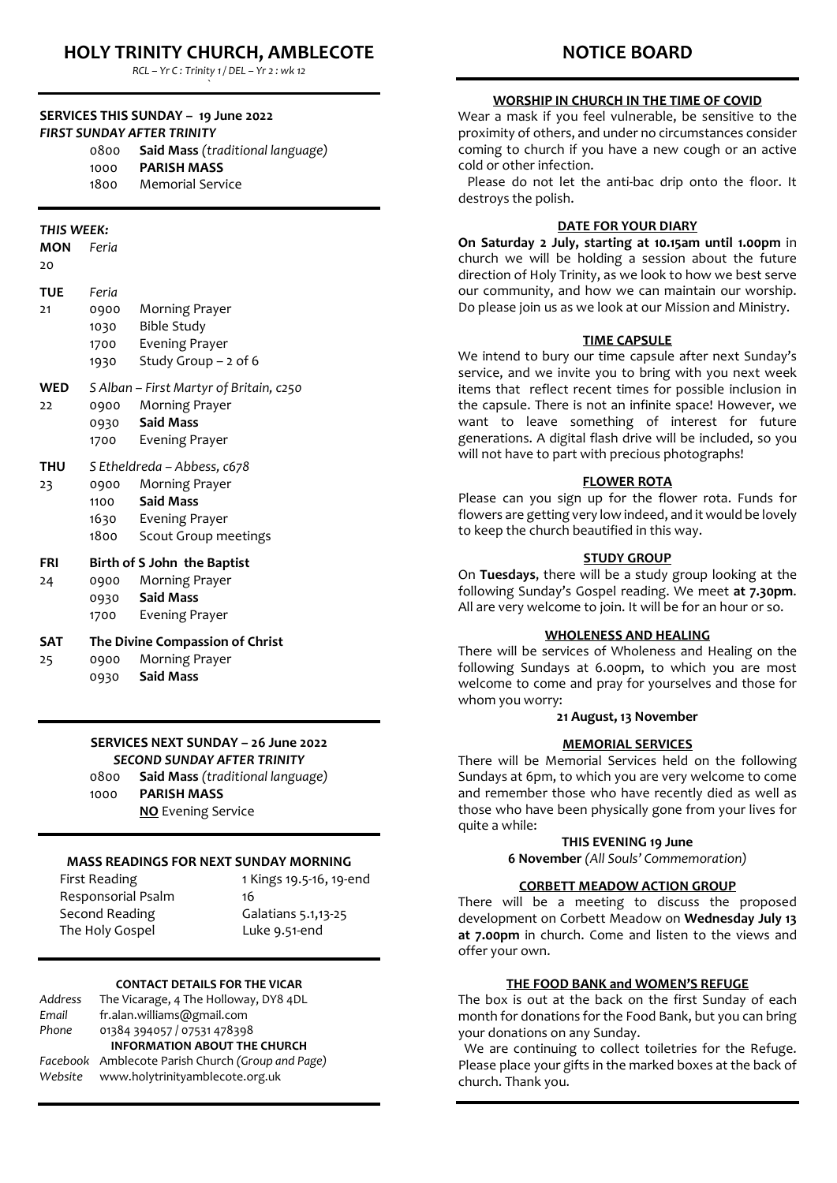# HOLY TRINITY CHURCH, AMBLECOTE

*RCL – Yr C : Trinity 1 / DEL – Yr 2 : wk 12*

## SERVICES THIS SUNDAY – 19 June 2022

***FIRST SUNDAY AFTER TRINITY***

| | |
|---|---|
| 0800 | **Said Mass** *(traditional language)* |
| 1000 | **PARISH MASS** |
| 1800 | Memorial Service |

## *THIS WEEK:*

**MON** 20 *Feria*

**TUE** 21 *Feria*

| | |
|---|---|
| 0900 | Morning Prayer |
| 1030 | Bible Study |
| 1700 | Evening Prayer |
| 1930 | Study Group – 2 of 6 |

**WED** 22 *S Alban – First Martyr of Britain, c250*

| | |
|---|---|
| 0900 | Morning Prayer |
| 0930 | **Said Mass** |
| 1700 | Evening Prayer |

**THU** 23 *S Etheldreda – Abbess, c678*

| | |
|---|---|
| 0900 | Morning Prayer |
| 1100 | **Said Mass** |
| 1630 | Evening Prayer |
| 1800 | Scout Group meetings |

**FRI** 24 **Birth of S John the Baptist**

| | |
|---|---|
| 0900 | Morning Prayer |
| 0930 | **Said Mass** |
| 1700 | Evening Prayer |

**SAT** 25 **The Divine Compassion of Christ**

| | |
|---|---|
| 0900 | Morning Prayer |
| 0930 | **Said Mass** |

## SERVICES NEXT SUNDAY – 26 June 2022

***SECOND SUNDAY AFTER TRINITY***

| | |
|---|---|
| 0800 | **Said Mass** *(traditional language)* |
| 1000 | **PARISH MASS** |
| | **NO** Evening Service |

## MASS READINGS FOR NEXT SUNDAY MORNING

| | |
|---|---|
| First Reading | 1 Kings 19.5-16, 19-end |
| Responsorial Psalm | 16 |
| Second Reading | Galatians 5.1,13-25 |
| The Holy Gospel | Luke 9.51-end |

## CONTACT DETAILS FOR THE VICAR

*Address* The Vicarage, 4 The Holloway, DY8 4DL
*Email* fr.alan.williams@gmail.com
*Phone* 01384 394057 / 07531 478398

**INFORMATION ABOUT THE CHURCH**

*Facebook* Amblecote Parish Church *(Group and Page)*
*Website* www.holytrinityamblecote.org.uk

# NOTICE BOARD

### WORSHIP IN CHURCH IN THE TIME OF COVID

Wear a mask if you feel vulnerable, be sensitive to the proximity of others, and under no circumstances consider coming to church if you have a new cough or an active cold or other infection.

Please do not let the anti-bac drip onto the floor. It destroys the polish.

### DATE FOR YOUR DIARY

**On Saturday 2 July, starting at 10.15am until 1.00pm** in church we will be holding a session about the future direction of Holy Trinity, as we look to how we best serve our community, and how we can maintain our worship. Do please join us as we look at our Mission and Ministry.

### TIME CAPSULE

We intend to bury our time capsule after next Sunday's service, and we invite you to bring with you next week items that reflect recent times for possible inclusion in the capsule. There is not an infinite space! However, we want to leave something of interest for future generations. A digital flash drive will be included, so you will not have to part with precious photographs!

### FLOWER ROTA

Please can you sign up for the flower rota. Funds for flowers are getting very low indeed, and it would be lovely to keep the church beautified in this way.

### STUDY GROUP

On **Tuesdays**, there will be a study group looking at the following Sunday's Gospel reading. We meet **at 7.30pm**. All are very welcome to join. It will be for an hour or so.

### WHOLENESS AND HEALING

There will be services of Wholeness and Healing on the following Sundays at 6.00pm, to which you are most welcome to come and pray for yourselves and those for whom you worry:

**21 August, 13 November**

### MEMORIAL SERVICES

There will be Memorial Services held on the following Sundays at 6pm, to which you are very welcome to come and remember those who have recently died as well as those who have been physically gone from your lives for quite a while:

**THIS EVENING 19 June**

**6 November** *(All Souls' Commemoration)*

### CORBETT MEADOW ACTION GROUP

There will be a meeting to discuss the proposed development on Corbett Meadow on **Wednesday July 13 at 7.00pm** in church. Come and listen to the views and offer your own.

### THE FOOD BANK and WOMEN'S REFUGE

The box is out at the back on the first Sunday of each month for donations for the Food Bank, but you can bring your donations on any Sunday.

We are continuing to collect toiletries for the Refuge. Please place your gifts in the marked boxes at the back of church. Thank you.